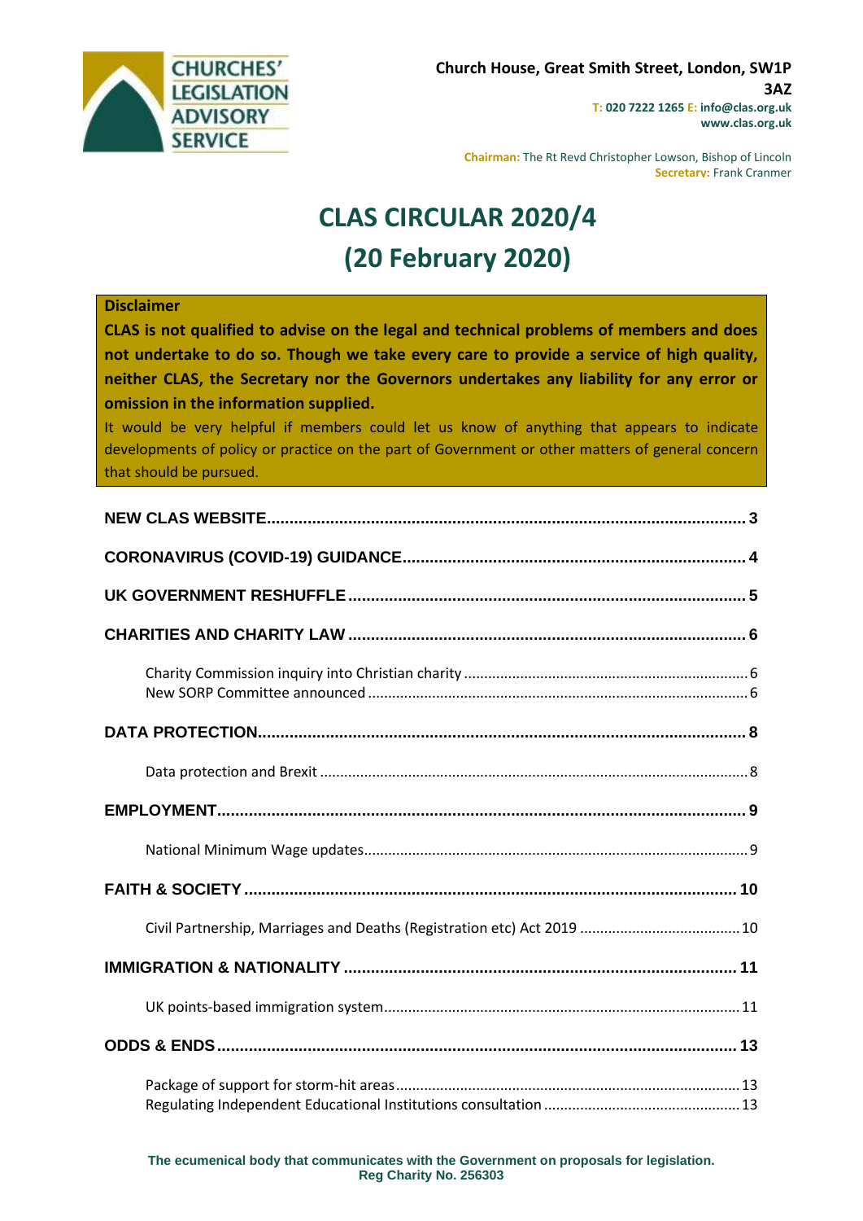CHURCHES' LEGISLATION ADVISORY SERVICE

Church House, Great Smith Street, London, SW1P 3AZ
T: 020 7222 1265 E: info@clas.org.uk
www.clas.org.uk

Chairman: The Rt Revd Christopher Lowson, Bishop of Lincoln
Secretary: Frank Cranmer

# CLAS CIRCULAR 2020/4
# (20 February 2020)

**Disclaimer**

**CLAS is not qualified to advise on the legal and technical problems of members and does not undertake to do so. Though we take every care to provide a service of high quality, neither CLAS, the Secretary nor the Governors undertakes any liability for any error or omission in the information supplied.**

It would be very helpful if members could let us know of anything that appears to indicate developments of policy or practice on the part of Government or other matters of general concern that should be pursued.

**NEW CLAS WEBSITE** .......... 3

**CORONAVIRUS (COVID-19) GUIDANCE** .......... 4

**UK GOVERNMENT RESHUFFLE** .......... 5

**CHARITIES AND CHARITY LAW** .......... 6

- Charity Commission inquiry into Christian charity .......... 6
- New SORP Committee announced .......... 6

**DATA PROTECTION** .......... 8

- Data protection and Brexit .......... 8

**EMPLOYMENT** .......... 9

- National Minimum Wage updates .......... 9

**FAITH & SOCIETY** .......... 10

- Civil Partnership, Marriages and Deaths (Registration etc) Act 2019 .......... 10

**IMMIGRATION & NATIONALITY** .......... 11

- UK points-based immigration system .......... 11

**ODDS & ENDS** .......... 13

- Package of support for storm-hit areas .......... 13
- Regulating Independent Educational Institutions consultation .......... 13

**The ecumenical body that communicates with the Government on proposals for legislation.**
**Reg Charity No. 256303**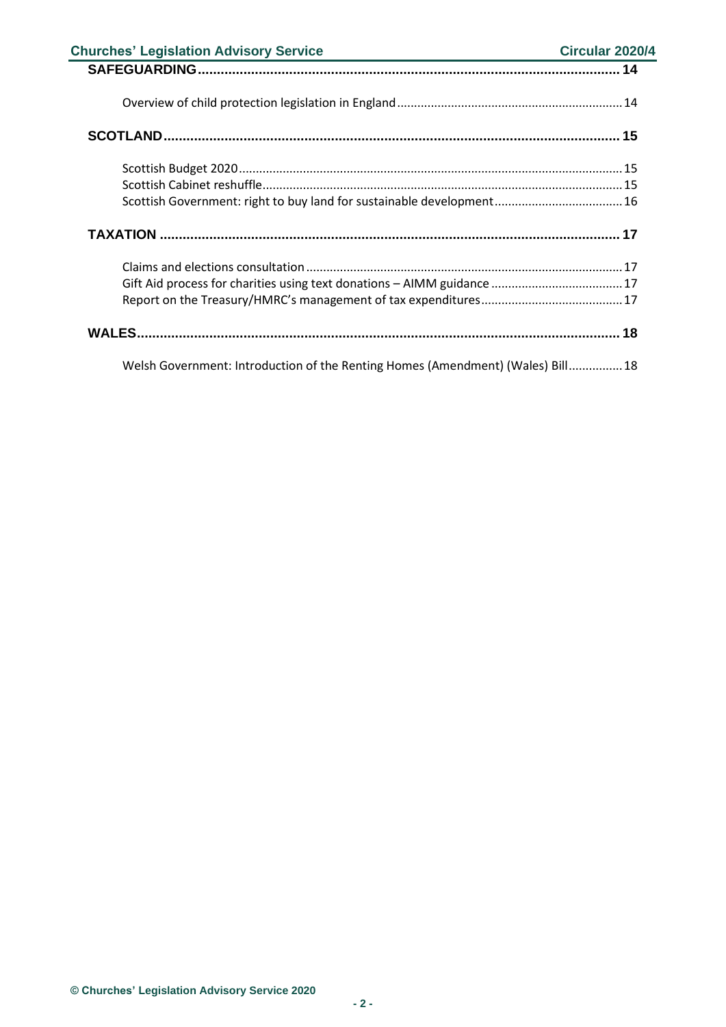**SAFEGUARDING** ............................................................................................................ 14

Overview of child protection legislation in England ............................................................... 14

**SCOTLAND** ..................................................................................................................... 15

Scottish Budget 2020 ................................................................................................................ 15
Scottish Cabinet reshuffle .......................................................................................................... 15
Scottish Government: right to buy land for sustainable development ...................................... 16

**TAXATION** ...................................................................................................................... 17

Claims and elections consultation ............................................................................................. 17
Gift Aid process for charities using text donations – AIMM guidance ...................................... 17
Report on the Treasury/HMRC's management of tax expenditures .......................................... 17

**WALES** ............................................................................................................................ 18

Welsh Government: Introduction of the Renting Homes (Amendment) (Wales) Bill ................ 18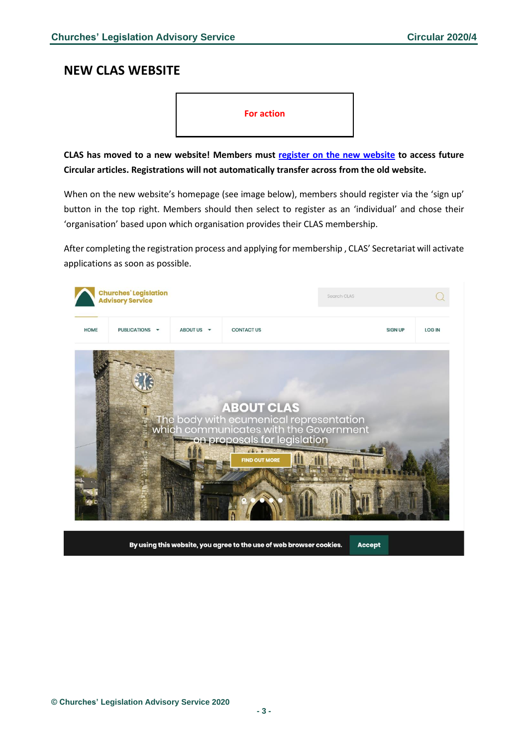## NEW CLAS WEBSITE

**For action**

**CLAS has moved to a new website! Members must register on the new website to access future Circular articles. Registrations will not automatically transfer across from the old website.**

When on the new website's homepage (see image below), members should register via the 'sign up' button in the top right. Members should then select to register as an 'individual' and chose their 'organisation' based upon which organisation provides their CLAS membership.

After completing the registration process and applying for membership , CLAS' Secretariat will activate applications as soon as possible.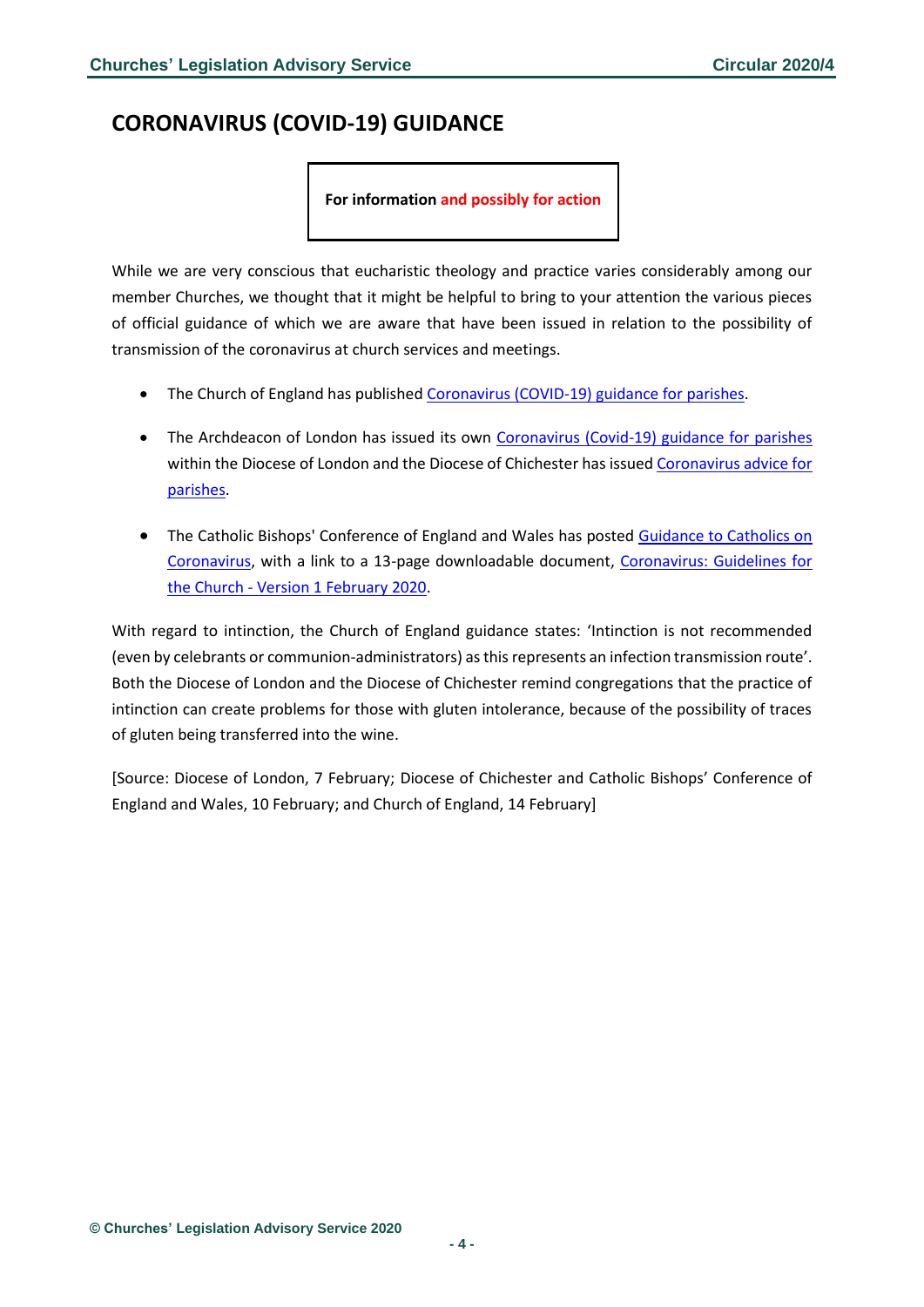## CORONAVIRUS (COVID-19) GUIDANCE

**For information and possibly for action**

While we are very conscious that eucharistic theology and practice varies considerably among our member Churches, we thought that it might be helpful to bring to your attention the various pieces of official guidance of which we are aware that have been issued in relation to the possibility of transmission of the coronavirus at church services and meetings.

- The Church of England has published Coronavirus (COVID-19) guidance for parishes.
- The Archdeacon of London has issued its own Coronavirus (Covid-19) guidance for parishes within the Diocese of London and the Diocese of Chichester has issued Coronavirus advice for parishes.
- The Catholic Bishops' Conference of England and Wales has posted Guidance to Catholics on Coronavirus, with a link to a 13-page downloadable document, Coronavirus: Guidelines for the Church - Version 1 February 2020.

With regard to intinction, the Church of England guidance states: 'Intinction is not recommended (even by celebrants or communion-administrators) as this represents an infection transmission route'. Both the Diocese of London and the Diocese of Chichester remind congregations that the practice of intinction can create problems for those with gluten intolerance, because of the possibility of traces of gluten being transferred into the wine.

[Source: Diocese of London, 7 February; Diocese of Chichester and Catholic Bishops' Conference of England and Wales, 10 February; and Church of England, 14 February]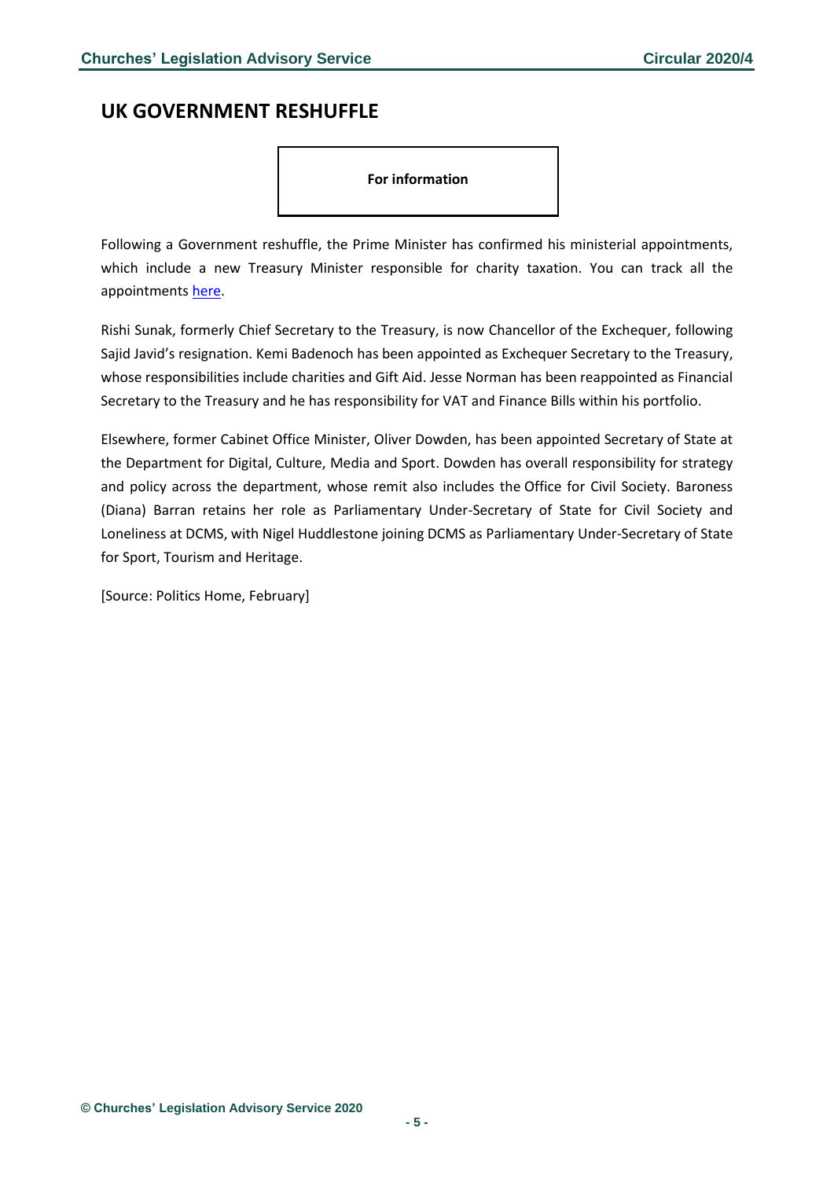## UK GOVERNMENT RESHUFFLE

**For information**

Following a Government reshuffle, the Prime Minister has confirmed his ministerial appointments, which include a new Treasury Minister responsible for charity taxation. You can track all the appointments here.

Rishi Sunak, formerly Chief Secretary to the Treasury, is now Chancellor of the Exchequer, following Sajid Javid's resignation. Kemi Badenoch has been appointed as Exchequer Secretary to the Treasury, whose responsibilities include charities and Gift Aid. Jesse Norman has been reappointed as Financial Secretary to the Treasury and he has responsibility for VAT and Finance Bills within his portfolio.

Elsewhere, former Cabinet Office Minister, Oliver Dowden, has been appointed Secretary of State at the Department for Digital, Culture, Media and Sport. Dowden has overall responsibility for strategy and policy across the department, whose remit also includes the Office for Civil Society. Baroness (Diana) Barran retains her role as Parliamentary Under-Secretary of State for Civil Society and Loneliness at DCMS, with Nigel Huddlestone joining DCMS as Parliamentary Under-Secretary of State for Sport, Tourism and Heritage.

[Source: Politics Home, February]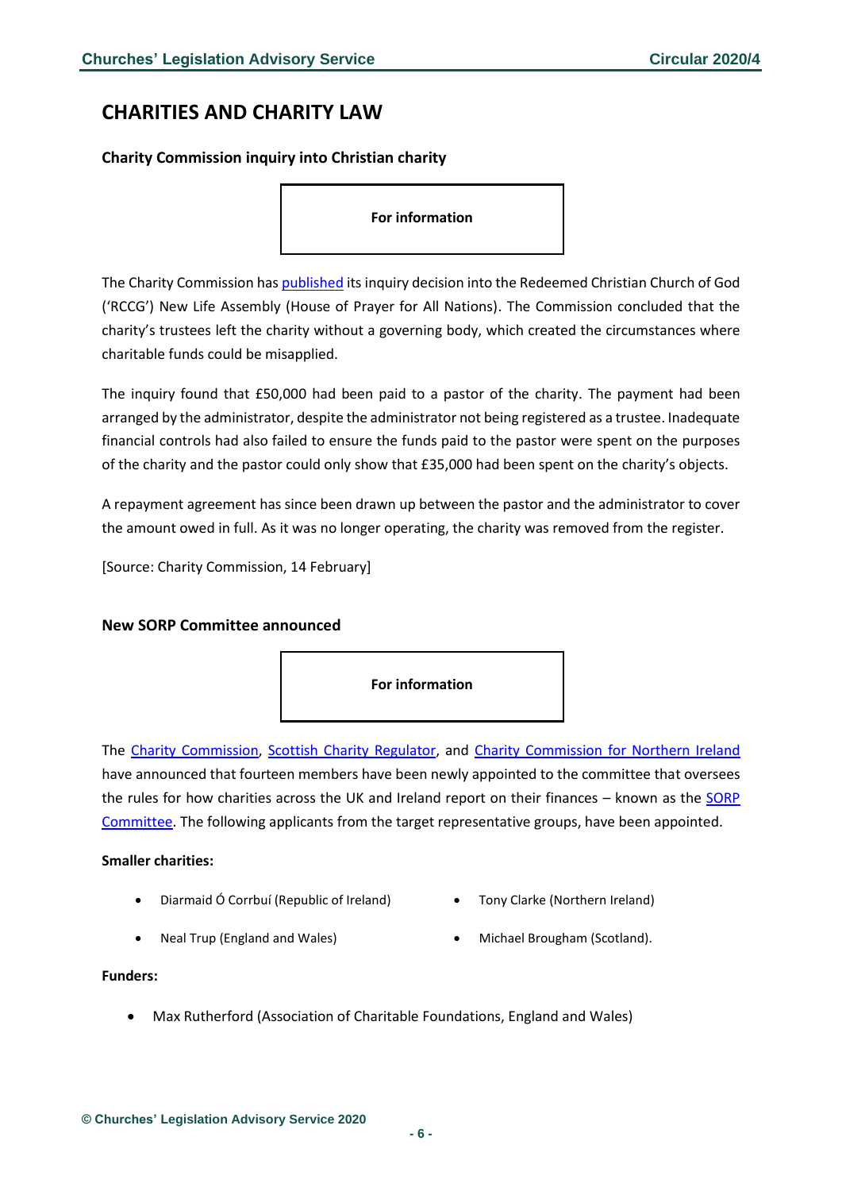# CHARITIES AND CHARITY LAW

### Charity Commission inquiry into Christian charity

**For information**

The Charity Commission has published its inquiry decision into the Redeemed Christian Church of God ('RCCG') New Life Assembly (House of Prayer for All Nations). The Commission concluded that the charity's trustees left the charity without a governing body, which created the circumstances where charitable funds could be misapplied.

The inquiry found that £50,000 had been paid to a pastor of the charity. The payment had been arranged by the administrator, despite the administrator not being registered as a trustee. Inadequate financial controls had also failed to ensure the funds paid to the pastor were spent on the purposes of the charity and the pastor could only show that £35,000 had been spent on the charity's objects.

A repayment agreement has since been drawn up between the pastor and the administrator to cover the amount owed in full. As it was no longer operating, the charity was removed from the register.

[Source: Charity Commission, 14 February]

### New SORP Committee announced

**For information**

The Charity Commission, Scottish Charity Regulator, and Charity Commission for Northern Ireland have announced that fourteen members have been newly appointed to the committee that oversees the rules for how charities across the UK and Ireland report on their finances – known as the SORP Committee. The following applicants from the target representative groups, have been appointed.

**Smaller charities:**

- Diarmaid Ó Corrbuí (Republic of Ireland)
- Tony Clarke (Northern Ireland)
- Neal Trup (England and Wales)
- Michael Brougham (Scotland).

**Funders:**

- Max Rutherford (Association of Charitable Foundations, England and Wales)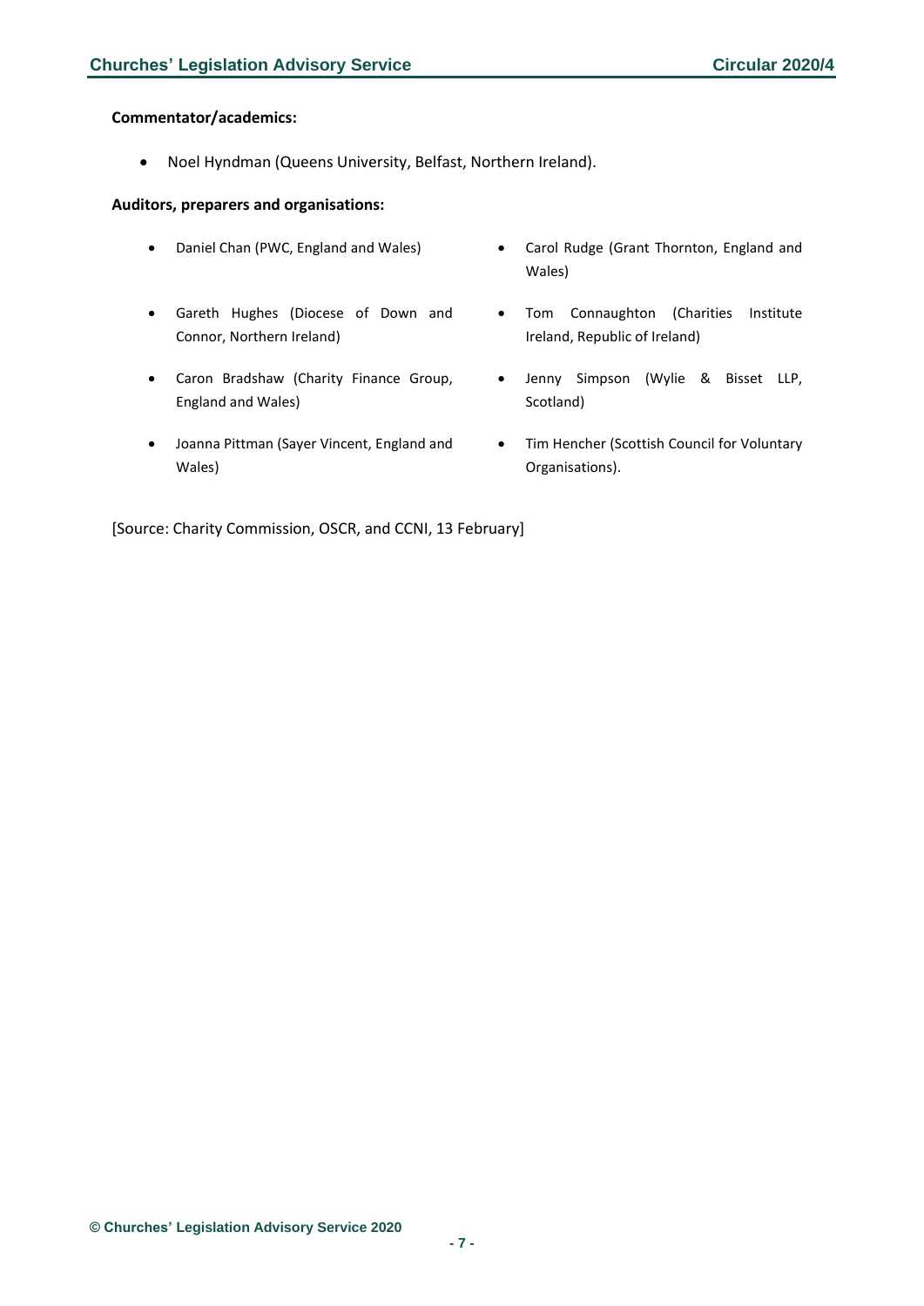**Commentator/academics:**

- Noel Hyndman (Queens University, Belfast, Northern Ireland).

**Auditors, preparers and organisations:**

- Daniel Chan (PWC, England and Wales)
- Gareth Hughes (Diocese of Down and Connor, Northern Ireland)
- Caron Bradshaw (Charity Finance Group, England and Wales)
- Joanna Pittman (Sayer Vincent, England and Wales)
- Carol Rudge (Grant Thornton, England and Wales)
- Tom Connaughton (Charities Institute Ireland, Republic of Ireland)
- Jenny Simpson (Wylie & Bisset LLP, Scotland)
- Tim Hencher (Scottish Council for Voluntary Organisations).

[Source: Charity Commission, OSCR, and CCNI, 13 February]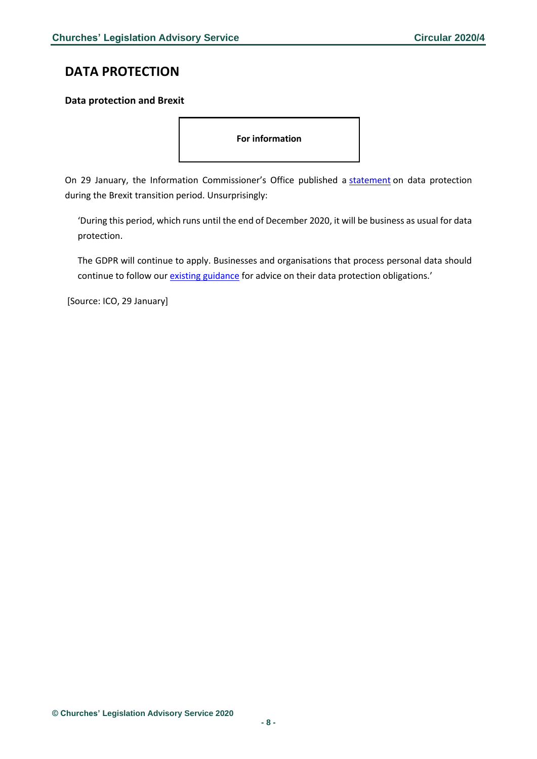## DATA PROTECTION

### Data protection and Brexit

**For information**

On 29 January, the Information Commissioner's Office published a statement on data protection during the Brexit transition period. Unsurprisingly:

> 'During this period, which runs until the end of December 2020, it will be business as usual for data protection.
>
> The GDPR will continue to apply. Businesses and organisations that process personal data should continue to follow our existing guidance for advice on their data protection obligations.'

[Source: ICO, 29 January]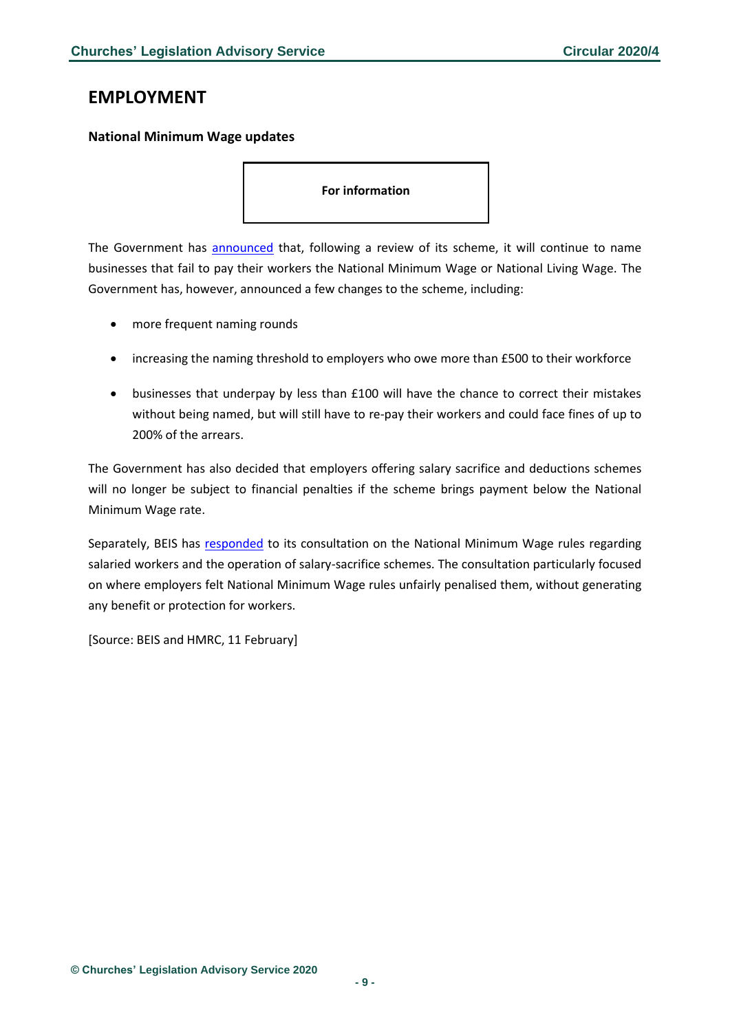# EMPLOYMENT

### National Minimum Wage updates

**For information**

The Government has announced that, following a review of its scheme, it will continue to name businesses that fail to pay their workers the National Minimum Wage or National Living Wage. The Government has, however, announced a few changes to the scheme, including:

- more frequent naming rounds
- increasing the naming threshold to employers who owe more than £500 to their workforce
- businesses that underpay by less than £100 will have the chance to correct their mistakes without being named, but will still have to re-pay their workers and could face fines of up to 200% of the arrears.

The Government has also decided that employers offering salary sacrifice and deductions schemes will no longer be subject to financial penalties if the scheme brings payment below the National Minimum Wage rate.

Separately, BEIS has responded to its consultation on the National Minimum Wage rules regarding salaried workers and the operation of salary-sacrifice schemes. The consultation particularly focused on where employers felt National Minimum Wage rules unfairly penalised them, without generating any benefit or protection for workers.

[Source: BEIS and HMRC, 11 February]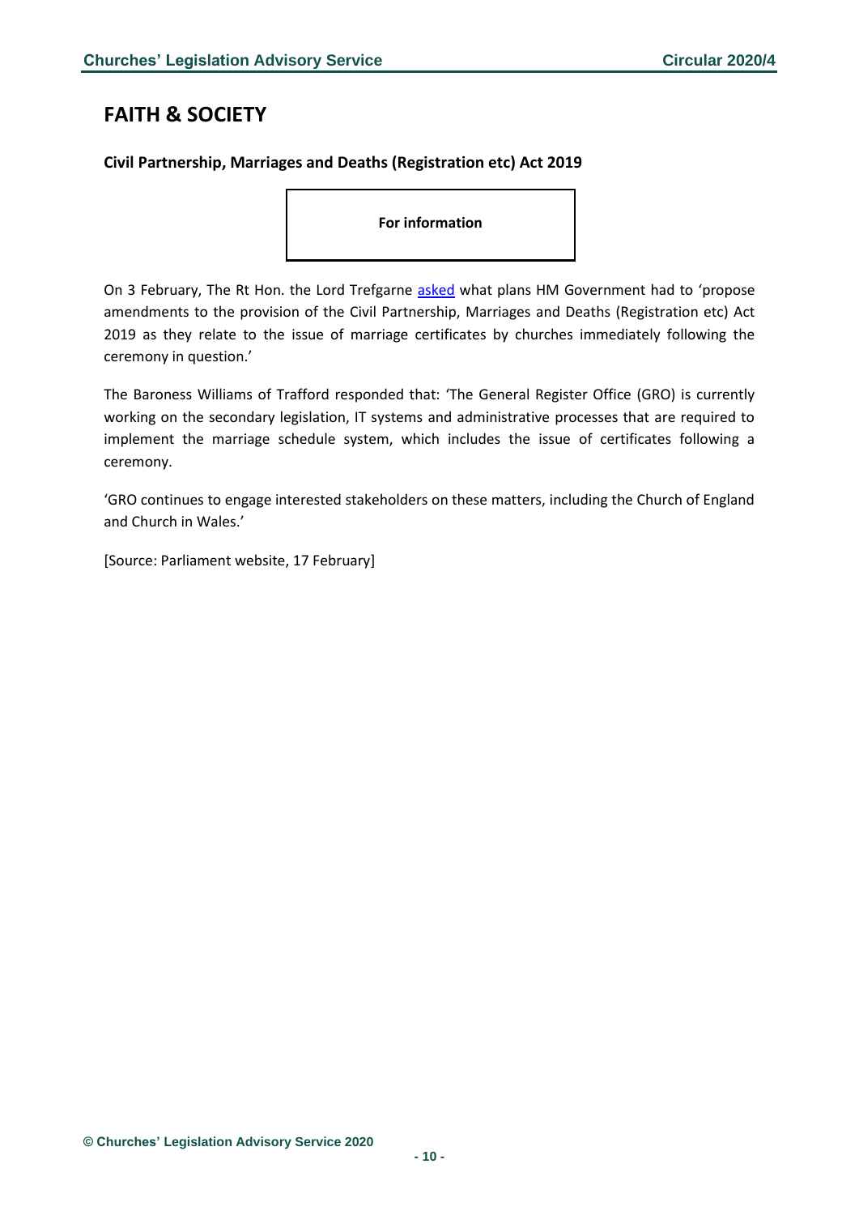# FAITH & SOCIETY

### Civil Partnership, Marriages and Deaths (Registration etc) Act 2019

**For information**

On 3 February, The Rt Hon. the Lord Trefgarne asked what plans HM Government had to 'propose amendments to the provision of the Civil Partnership, Marriages and Deaths (Registration etc) Act 2019 as they relate to the issue of marriage certificates by churches immediately following the ceremony in question.'

The Baroness Williams of Trafford responded that: 'The General Register Office (GRO) is currently working on the secondary legislation, IT systems and administrative processes that are required to implement the marriage schedule system, which includes the issue of certificates following a ceremony.

'GRO continues to engage interested stakeholders on these matters, including the Church of England and Church in Wales.'

[Source: Parliament website, 17 February]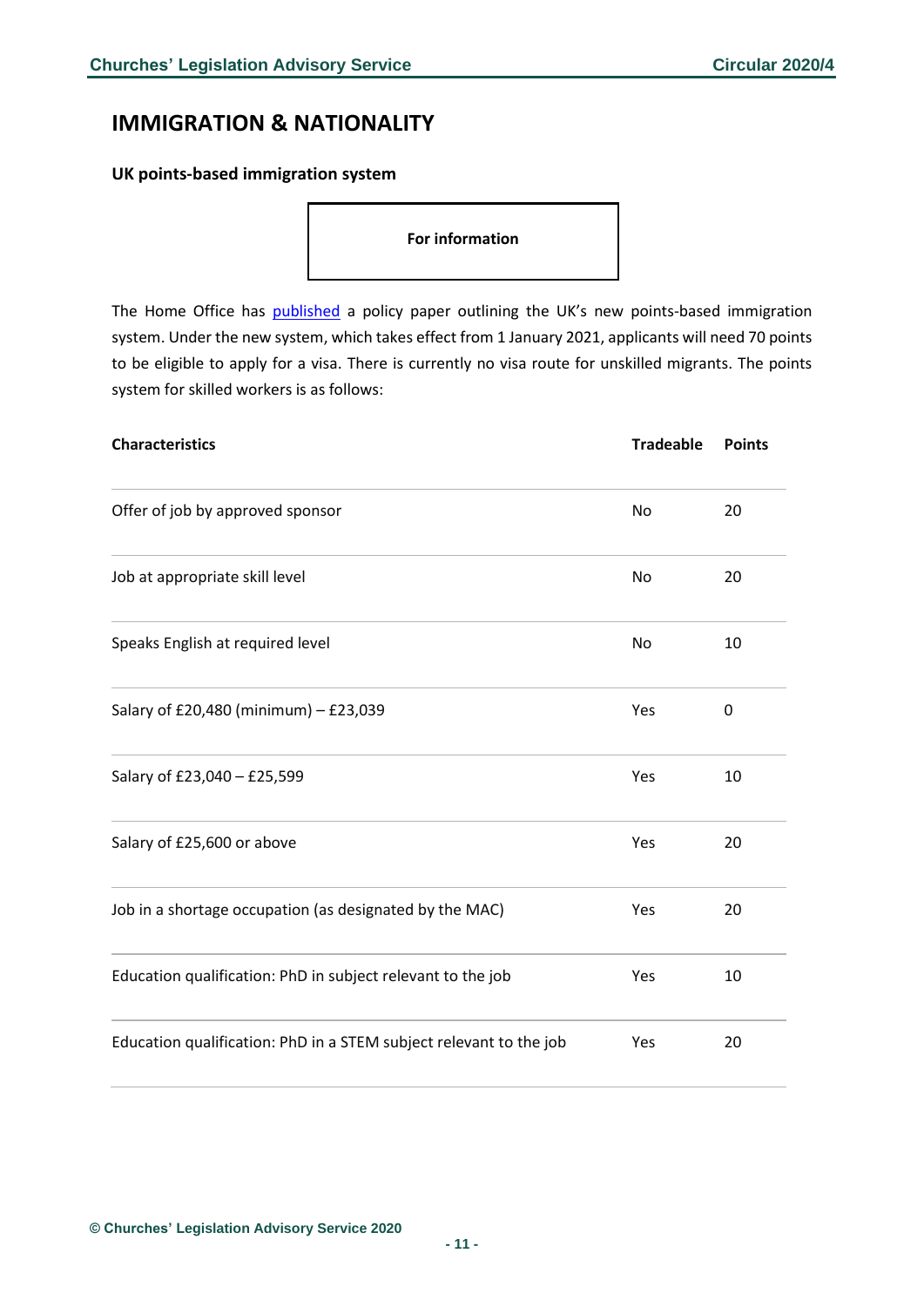## IMMIGRATION & NATIONALITY

### UK points-based immigration system

**For information**

The Home Office has published a policy paper outlining the UK's new points-based immigration system. Under the new system, which takes effect from 1 January 2021, applicants will need 70 points to be eligible to apply for a visa. There is currently no visa route for unskilled migrants. The points system for skilled workers is as follows:

| Characteristics | Tradeable | Points |
|---|---|---|
| Offer of job by approved sponsor | No | 20 |
| Job at appropriate skill level | No | 20 |
| Speaks English at required level | No | 10 |
| Salary of £20,480 (minimum) – £23,039 | Yes | 0 |
| Salary of £23,040 – £25,599 | Yes | 10 |
| Salary of £25,600 or above | Yes | 20 |
| Job in a shortage occupation (as designated by the MAC) | Yes | 20 |
| Education qualification: PhD in subject relevant to the job | Yes | 10 |
| Education qualification: PhD in a STEM subject relevant to the job | Yes | 20 |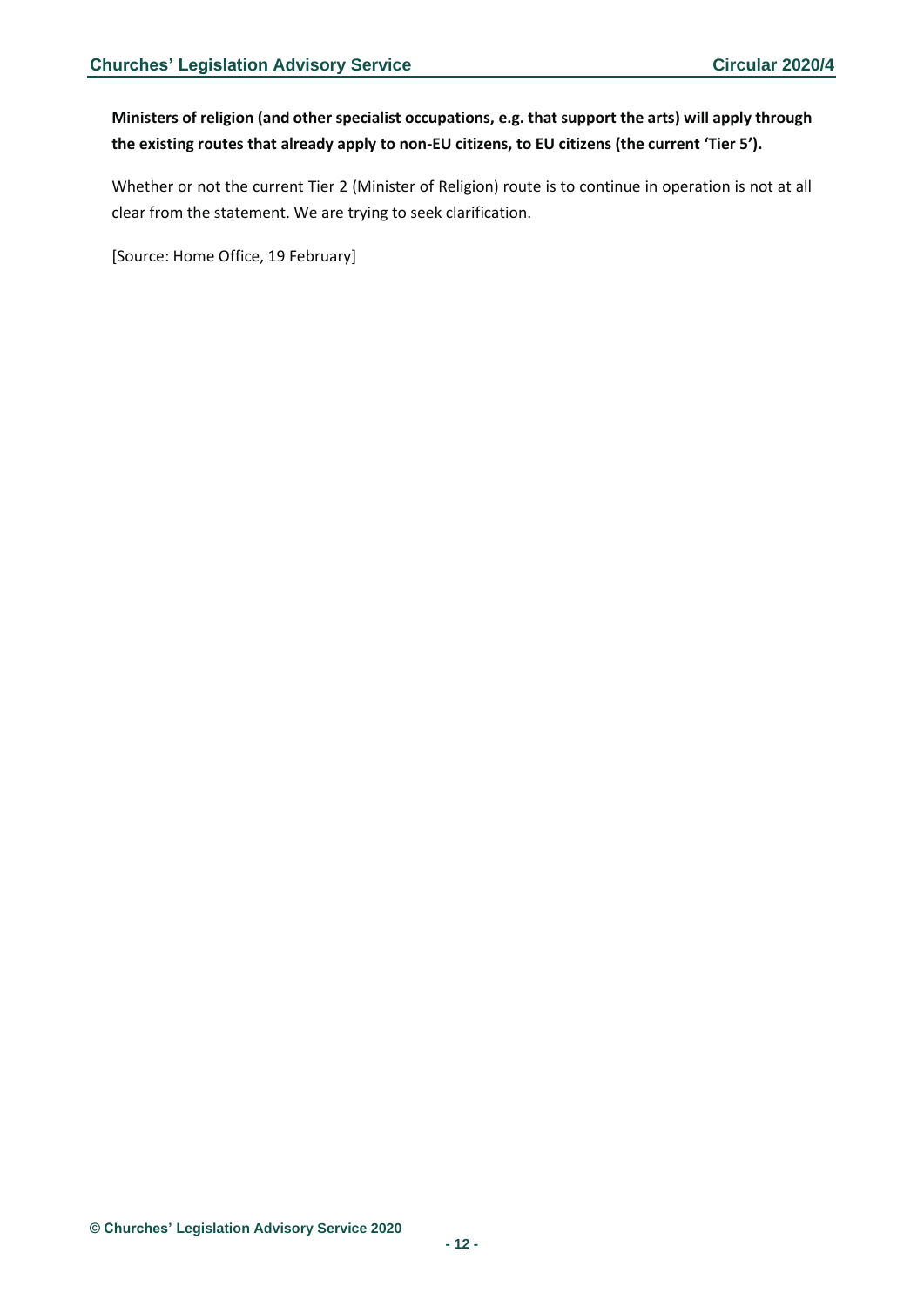**Ministers of religion (and other specialist occupations, e.g. that support the arts) will apply through the existing routes that already apply to non-EU citizens, to EU citizens (the current 'Tier 5').**

Whether or not the current Tier 2 (Minister of Religion) route is to continue in operation is not at all clear from the statement. We are trying to seek clarification.

[Source: Home Office, 19 February]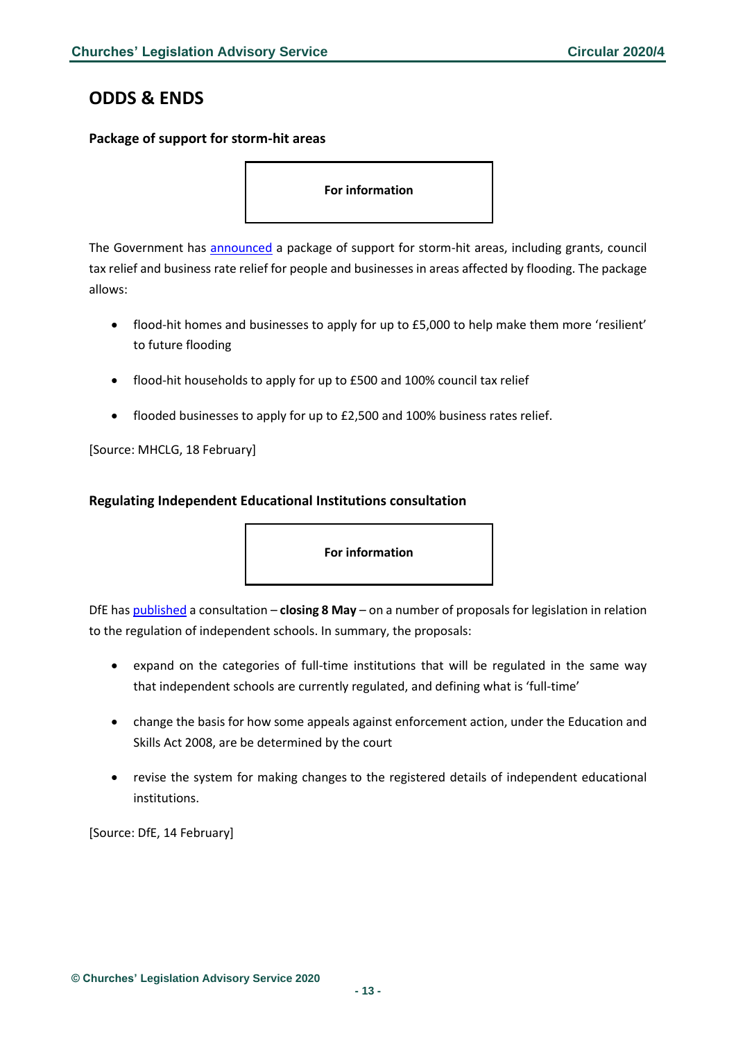## ODDS & ENDS

### Package of support for storm-hit areas

**For information**

The Government has announced a package of support for storm-hit areas, including grants, council tax relief and business rate relief for people and businesses in areas affected by flooding. The package allows:

- flood-hit homes and businesses to apply for up to £5,000 to help make them more 'resilient' to future flooding
- flood-hit households to apply for up to £500 and 100% council tax relief
- flooded businesses to apply for up to £2,500 and 100% business rates relief.

[Source: MHCLG, 18 February]

### Regulating Independent Educational Institutions consultation

**For information**

DfE has published a consultation – **closing 8 May** – on a number of proposals for legislation in relation to the regulation of independent schools. In summary, the proposals:

- expand on the categories of full-time institutions that will be regulated in the same way that independent schools are currently regulated, and defining what is 'full-time'
- change the basis for how some appeals against enforcement action, under the Education and Skills Act 2008, are be determined by the court
- revise the system for making changes to the registered details of independent educational institutions.

[Source: DfE, 14 February]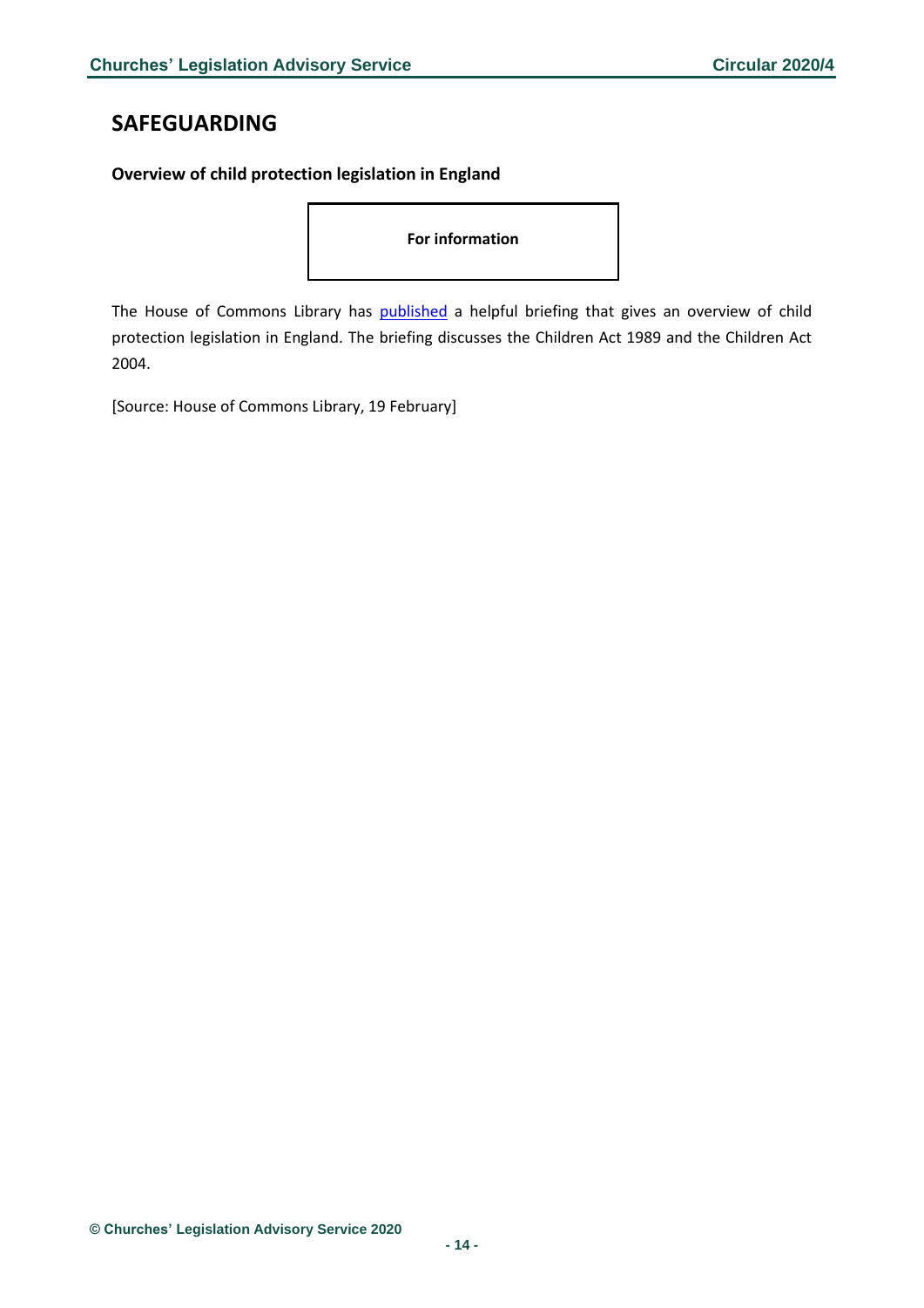## SAFEGUARDING

### Overview of child protection legislation in England

**For information**

The House of Commons Library has published a helpful briefing that gives an overview of child protection legislation in England. The briefing discusses the Children Act 1989 and the Children Act 2004.

[Source: House of Commons Library, 19 February]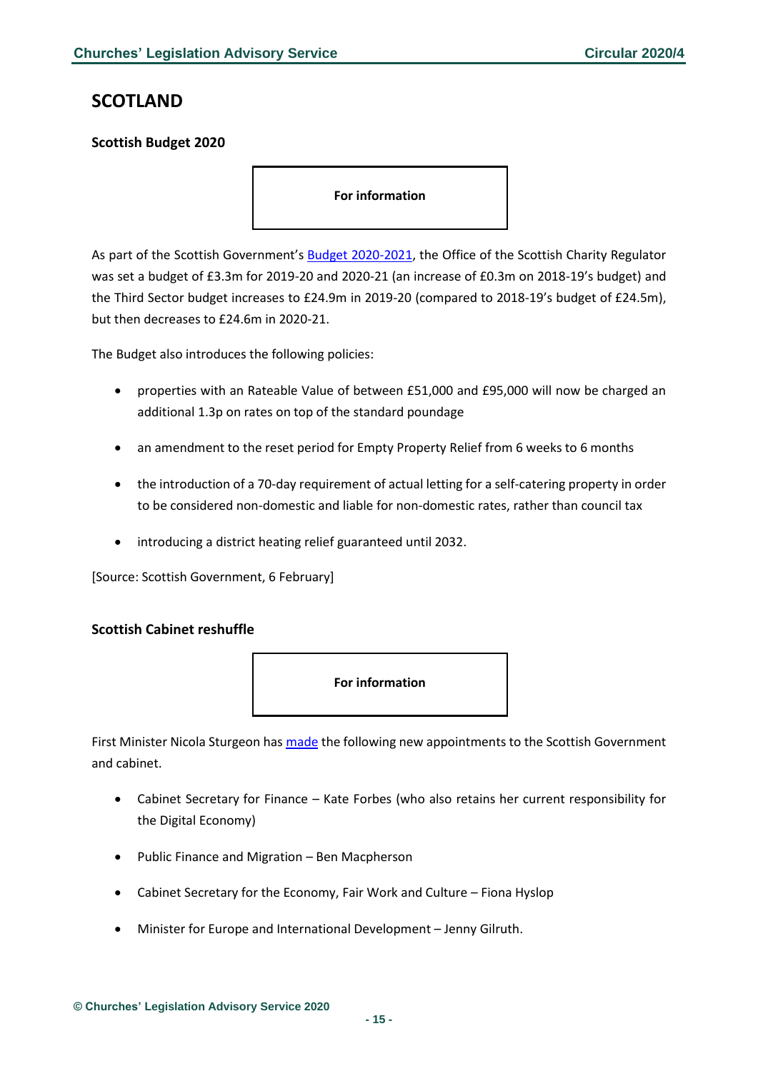# SCOTLAND

### Scottish Budget 2020

**For information**

As part of the Scottish Government's Budget 2020-2021, the Office of the Scottish Charity Regulator was set a budget of £3.3m for 2019-20 and 2020-21 (an increase of £0.3m on 2018-19's budget) and the Third Sector budget increases to £24.9m in 2019-20 (compared to 2018-19's budget of £24.5m), but then decreases to £24.6m in 2020-21.

The Budget also introduces the following policies:

- properties with an Rateable Value of between £51,000 and £95,000 will now be charged an additional 1.3p on rates on top of the standard poundage
- an amendment to the reset period for Empty Property Relief from 6 weeks to 6 months
- the introduction of a 70-day requirement of actual letting for a self-catering property in order to be considered non-domestic and liable for non-domestic rates, rather than council tax
- introducing a district heating relief guaranteed until 2032.

[Source: Scottish Government, 6 February]

### Scottish Cabinet reshuffle

**For information**

First Minister Nicola Sturgeon has made the following new appointments to the Scottish Government and cabinet.

- Cabinet Secretary for Finance – Kate Forbes (who also retains her current responsibility for the Digital Economy)
- Public Finance and Migration – Ben Macpherson
- Cabinet Secretary for the Economy, Fair Work and Culture – Fiona Hyslop
- Minister for Europe and International Development – Jenny Gilruth.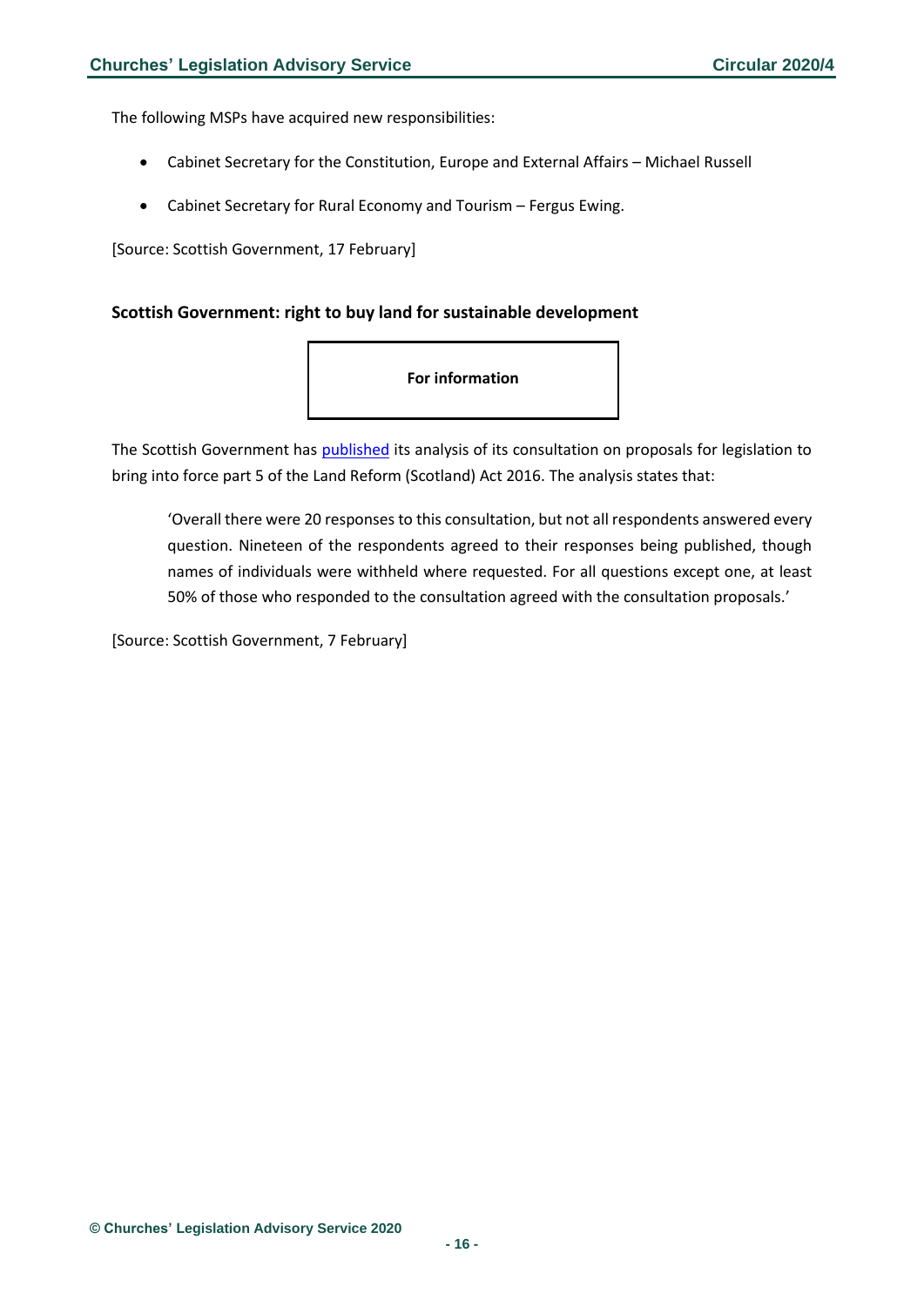The following MSPs have acquired new responsibilities:

- Cabinet Secretary for the Constitution, Europe and External Affairs – Michael Russell
- Cabinet Secretary for Rural Economy and Tourism – Fergus Ewing.

[Source: Scottish Government, 17 February]

### Scottish Government: right to buy land for sustainable development

**For information**

The Scottish Government has published its analysis of its consultation on proposals for legislation to bring into force part 5 of the Land Reform (Scotland) Act 2016. The analysis states that:

> 'Overall there were 20 responses to this consultation, but not all respondents answered every question. Nineteen of the respondents agreed to their responses being published, though names of individuals were withheld where requested. For all questions except one, at least 50% of those who responded to the consultation agreed with the consultation proposals.'

[Source: Scottish Government, 7 February]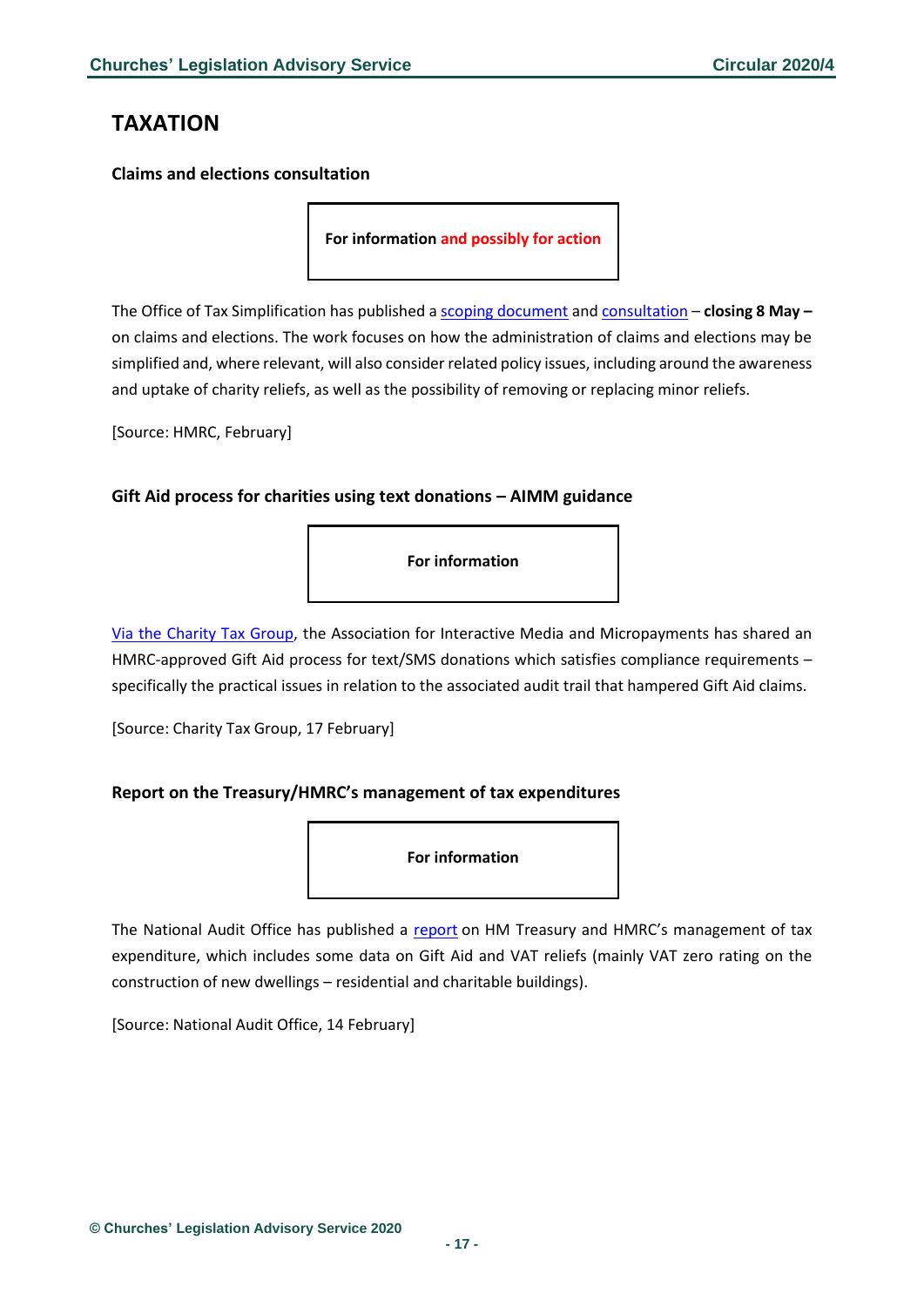# TAXATION

### Claims and elections consultation

**For information and possibly for action**

The Office of Tax Simplification has published a scoping document and consultation – **closing 8 May –** on claims and elections. The work focuses on how the administration of claims and elections may be simplified and, where relevant, will also consider related policy issues, including around the awareness and uptake of charity reliefs, as well as the possibility of removing or replacing minor reliefs.

[Source: HMRC, February]

### Gift Aid process for charities using text donations – AIMM guidance

**For information**

Via the Charity Tax Group, the Association for Interactive Media and Micropayments has shared an HMRC-approved Gift Aid process for text/SMS donations which satisfies compliance requirements – specifically the practical issues in relation to the associated audit trail that hampered Gift Aid claims.

[Source: Charity Tax Group, 17 February]

### Report on the Treasury/HMRC's management of tax expenditures

**For information**

The National Audit Office has published a report on HM Treasury and HMRC's management of tax expenditure, which includes some data on Gift Aid and VAT reliefs (mainly VAT zero rating on the construction of new dwellings – residential and charitable buildings).

[Source: National Audit Office, 14 February]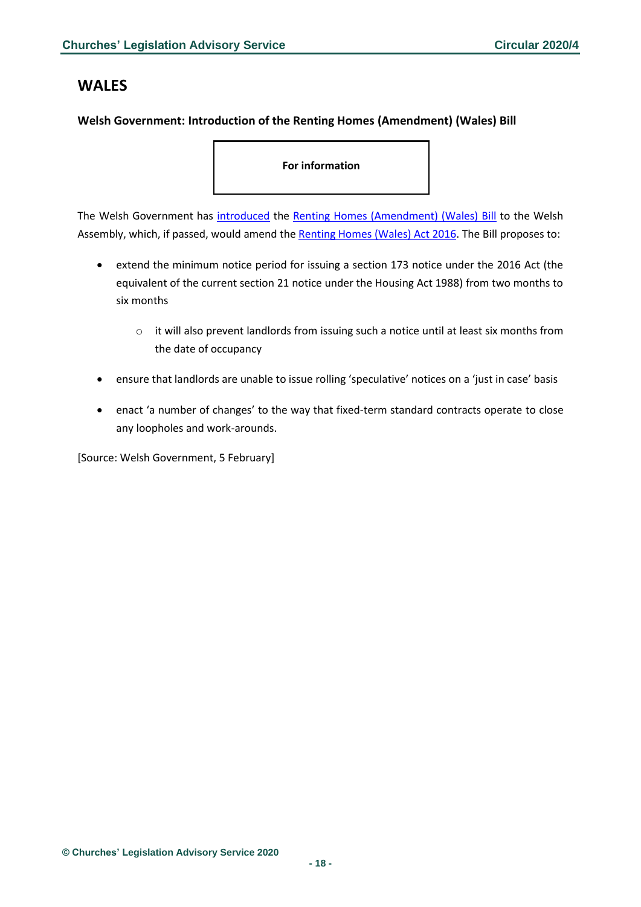# WALES

### Welsh Government: Introduction of the Renting Homes (Amendment) (Wales) Bill

**For information**

The Welsh Government has introduced the Renting Homes (Amendment) (Wales) Bill to the Welsh Assembly, which, if passed, would amend the Renting Homes (Wales) Act 2016. The Bill proposes to:

- extend the minimum notice period for issuing a section 173 notice under the 2016 Act (the equivalent of the current section 21 notice under the Housing Act 1988) from two months to six months
  - it will also prevent landlords from issuing such a notice until at least six months from the date of occupancy
- ensure that landlords are unable to issue rolling 'speculative' notices on a 'just in case' basis
- enact 'a number of changes' to the way that fixed-term standard contracts operate to close any loopholes and work-arounds.

[Source: Welsh Government, 5 February]